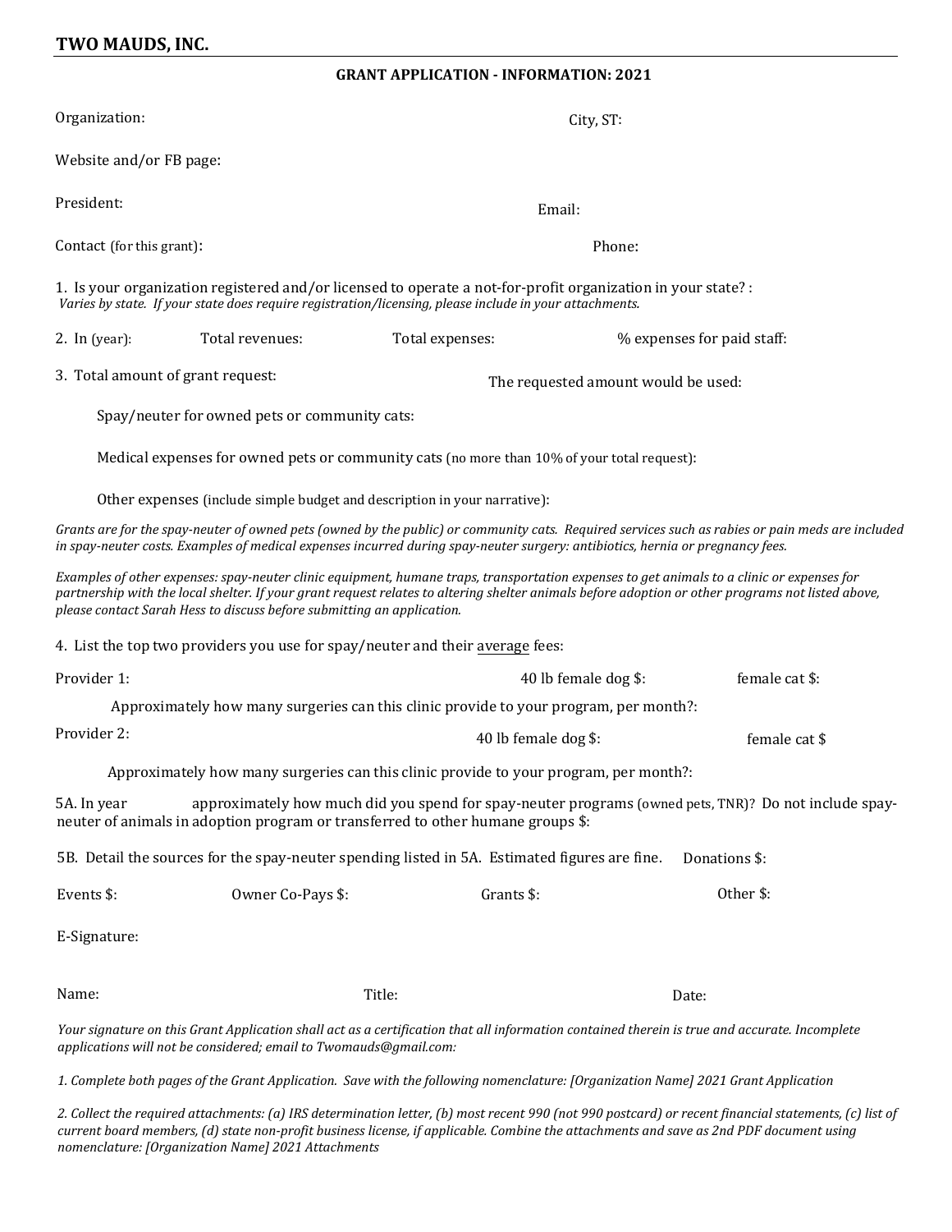# TWO MAUDS, INC.

## GRANT APPLICATION - INFORMATION: 2021

Organization: City, ST:

Website and/or FB page:

President: Email:

Contact (for this grant): Phone:

1. Is your organization registered and/or licensed to operate a not-for-profit organization in your state? :
*Varies by state. If your state does require registration/licensing, please include in your attachments.*

2. In (year): Total revenues: Total expenses: % expenses for paid staff:

3. Total amount of grant request: The requested amount would be used:

    Spay/neuter for owned pets or community cats:

    Medical expenses for owned pets or community cats (no more than 10% of your total request):

    Other expenses (include simple budget and description in your narrative):

*Grants are for the spay-neuter of owned pets (owned by the public) or community cats. Required services such as rabies or pain meds are included in spay-neuter costs. Examples of medical expenses incurred during spay-neuter surgery: antibiotics, hernia or pregnancy fees.*

*Examples of other expenses: spay-neuter clinic equipment, humane traps, transportation expenses to get animals to a clinic or expenses for partnership with the local shelter. If your grant request relates to altering shelter animals before adoption or other programs not listed above, please contact Sarah Hess to discuss before submitting an application.*

4. List the top two providers you use for spay/neuter and their average fees:

Provider 1: 40 lb female dog $: female cat $:

    Approximately how many surgeries can this clinic provide to your program, per month?:

Provider 2: 40 lb female dog $: female cat $

    Approximately how many surgeries can this clinic provide to your program, per month?:

5A. In year approximately how much did you spend for spay-neuter programs (owned pets, TNR)? Do not include spay-neuter of animals in adoption program or transferred to other humane groups $:

5B. Detail the sources for the spay-neuter spending listed in 5A. Estimated figures are fine. Donations $:

Events $: Owner Co-Pays $: Grants $: Other $:

E-Signature:

Name: Title: Date:

*Your signature on this Grant Application shall act as a certification that all information contained therein is true and accurate. Incomplete applications will not be considered; email to Twomauds@gmail.com:*

*1. Complete both pages of the Grant Application. Save with the following nomenclature: [Organization Name] 2021 Grant Application*

*2. Collect the required attachments: (a) IRS determination letter, (b) most recent 990 (not 990 postcard) or recent financial statements, (c) list of current board members, (d) state non-profit business license, if applicable. Combine the attachments and save as 2nd PDF document using nomenclature: [Organization Name] 2021 Attachments*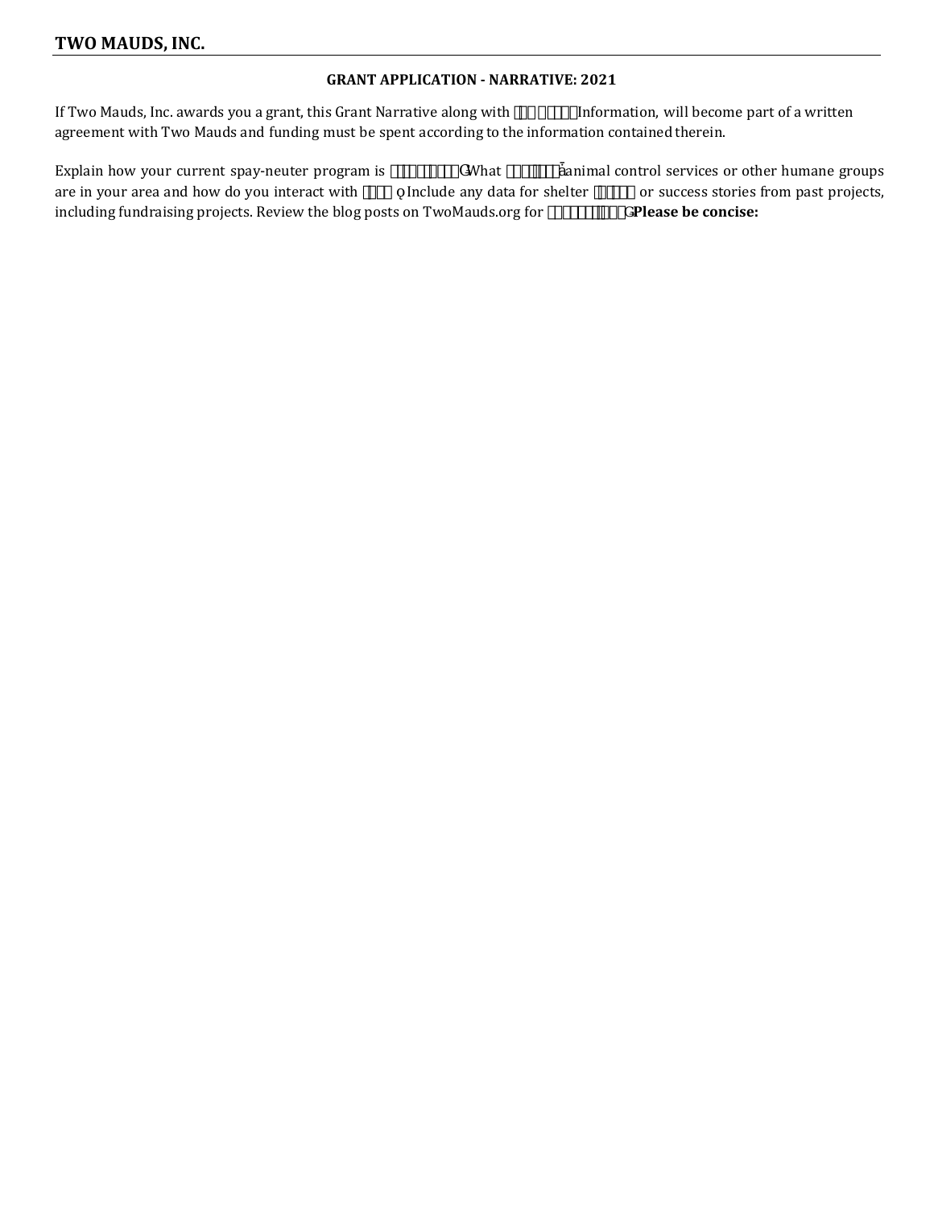**GRANT APPLICATION - NARRATIVE: 2021**

If Two Mauds, Inc. awards you a grant, this Grant Narrative along with ☐☐ ☐☐☐☐ Information, will become part of a written agreement with Two Mauds and funding must be spent according to the information contained therein.

Explain how your current spay-neuter program is ☐☐☐☐☐☐☐ What ☐☐☐☐☐ animal control services or other humane groups are in your area and how do you interact with ☐☐☐ Include any data for shelter ☐☐☐☐ or success stories from past projects, including fundraising projects. Review the blog posts on TwoMauds.org for ☐☐☐☐☐☐☐☐ **Please be concise:**